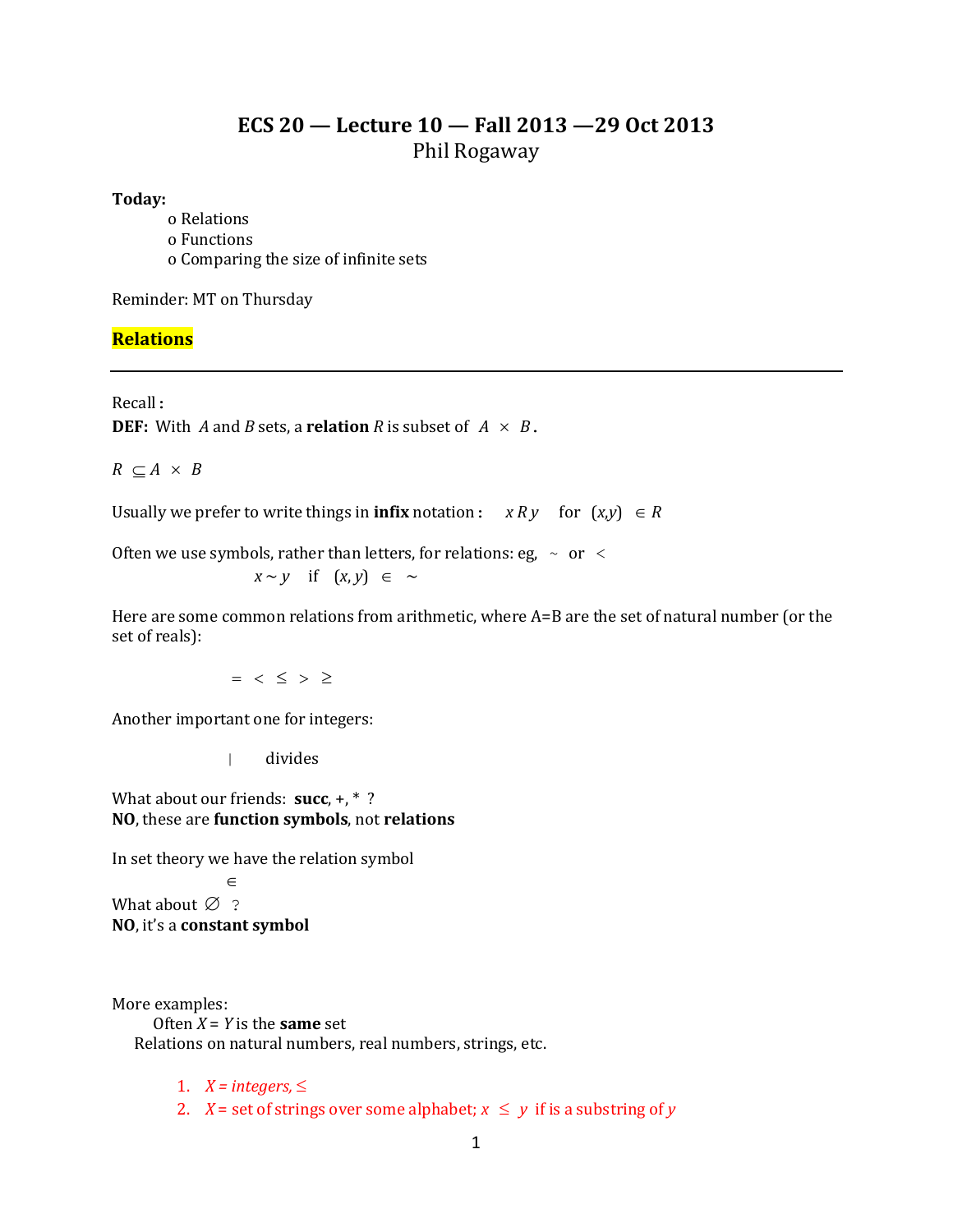# ECS 20 — Lecture 10 — Fall 2013 —29 Oct 2013

Phil Rogaway

**Today:**

- o Relations
- o Functions
- o Comparing the size of infinite sets

Reminder: MT on Thursday

## Relations

---

Recall **:**

**DEF:** With $A$ and $B$ sets, a **relation** $R$ is subset of $A \times B$**.**

$R \subseteq A \times B$

Usually we prefer to write things in **infix** notation **:** $x\, R\, y$ for $(x,y) \in R$

Often we use symbols, rather than letters, for relations: eg, $\sim$ or $<$

$x \sim y$ if $(x, y) \in \sim$

Here are some common relations from arithmetic, where A=B are the set of natural number (or the set of reals):

$= \;<\; \leq \;>\; \geq$

Another important one for integers:

$|$ divides

What about our friends: **succ**, +, * ?
**NO**, these are **function symbols**, not **relations**

In set theory we have the relation symbol

$\in$

What about $\varnothing$ ?
**NO**, it's a **constant symbol**

More examples:

Often $X = Y$ is the **same** set
Relations on natural numbers, real numbers, strings, etc.

1. $X$ = integers, $\leq$
2. $X$ = set of strings over some alphabet; $x \leq y$ if is a substring of $y$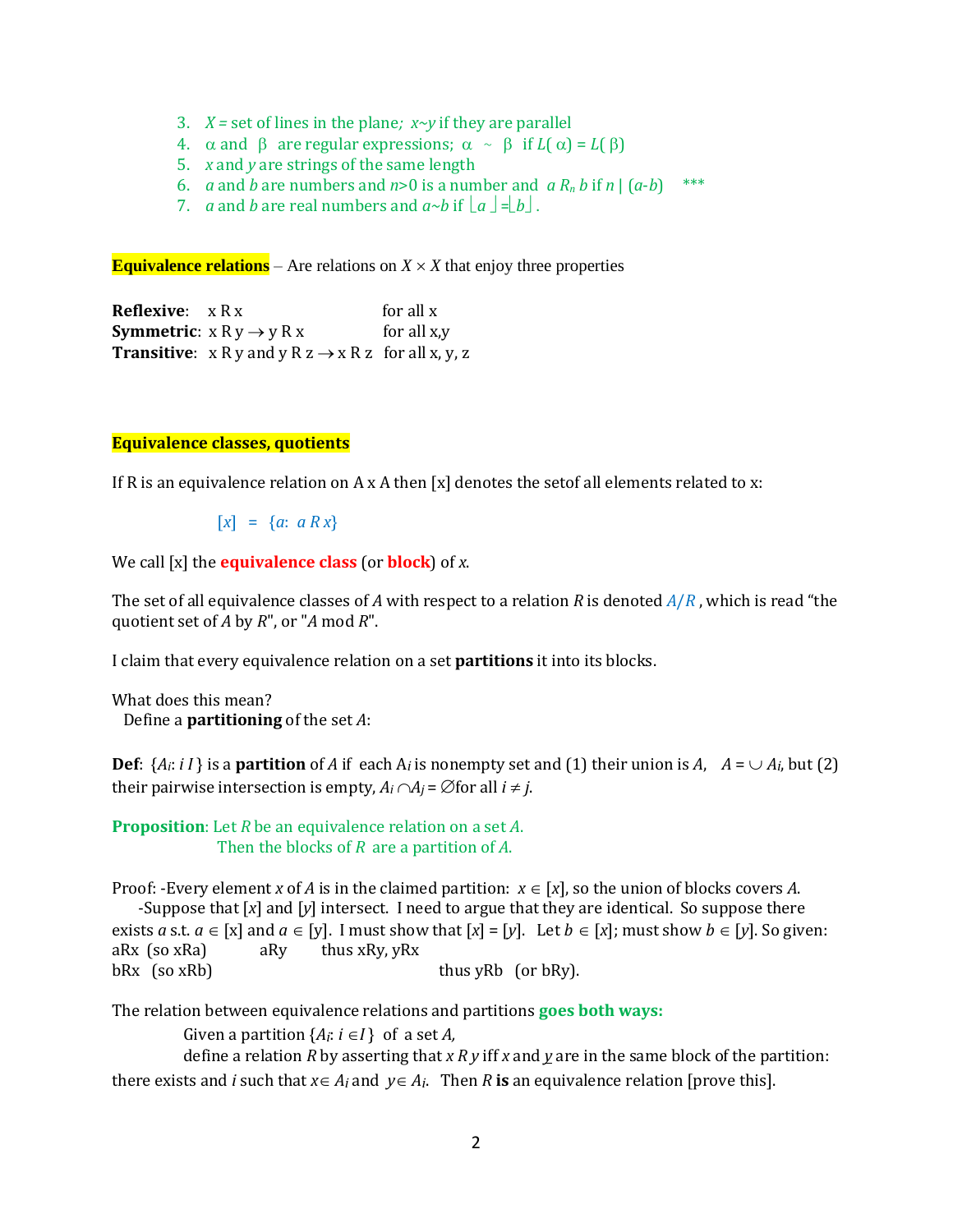3. $X$ = set of lines in the plane; $x \sim y$ if they are parallel
4. $\alpha$ and $\beta$ are regular expressions; $\alpha \sim \beta$ if $L(\alpha) = L(\beta)$
5. $x$ and $y$ are strings of the same length
6. $a$ and $b$ are numbers and $n$>0 is a number and $a\ R_n\ b$ if $n \mid (a-b)$ ***
7. $a$ and $b$ are real numbers and $a \sim b$ if $\lfloor a \rfloor = \lfloor b \rfloor$.

**Equivalence relations** – Are relations on $X \times X$ that enjoy three properties

**Reflexive**: x R x for all x
**Symmetric**: x R y $\rightarrow$ y R x for all x,y
**Transitive**: x R y and y R z $\rightarrow$ x R z for all x, y, z

**Equivalence classes, quotients**

If R is an equivalence relation on A x A then [x] denotes the setof all elements related to x:

$$[x] = \{a: a\ R\ x\}$$

We call [x] the **equivalence class** (or **block**) of $x$.

The set of all equivalence classes of $A$ with respect to a relation $R$ is denoted $A/R$, which is read "the quotient set of $A$ by $R$", or "$A$ mod $R$".

I claim that every equivalence relation on a set **partitions** it into its blocks.

What does this mean?
Define a **partitioning** of the set $A$:

**Def**: $\{A_i: i\ I\}$ is a **partition** of $A$ if each $A_i$ is nonempty set and (1) their union is $A$, $A = \cup A_i$, but (2) their pairwise intersection is empty, $A_i \cap A_j = \emptyset$ for all $i \neq j$.

**Proposition**: Let $R$ be an equivalence relation on a set $A$.
Then the blocks of $R$ are a partition of $A$.

Proof: -Every element $x$ of $A$ is in the claimed partition: $x \in [x]$, so the union of blocks covers $A$.
-Suppose that [$x$] and [$y$] intersect. I need to argue that they are identical. So suppose there exists $a$ s.t. $a \in$ [x] and $a \in$ [y]. I must show that [$x$] = [$y$]. Let $b \in$ [$x$]; must show $b \in$ [$y$]. So given:
aRx (so xRa) aRy thus xRy, yRx
bRx (so xRb) thus yRb (or bRy).

The relation between equivalence relations and partitions **goes both ways:**
Given a partition $\{A_i: i \in I\}$ of a set $A$,
define a relation $R$ by asserting that $x\ R\ y$ iff $x$ and $y$ are in the same block of the partition: there exists and $i$ such that $x \in A_i$ and $y \in A_i$. Then $R$ **is** an equivalence relation [prove this].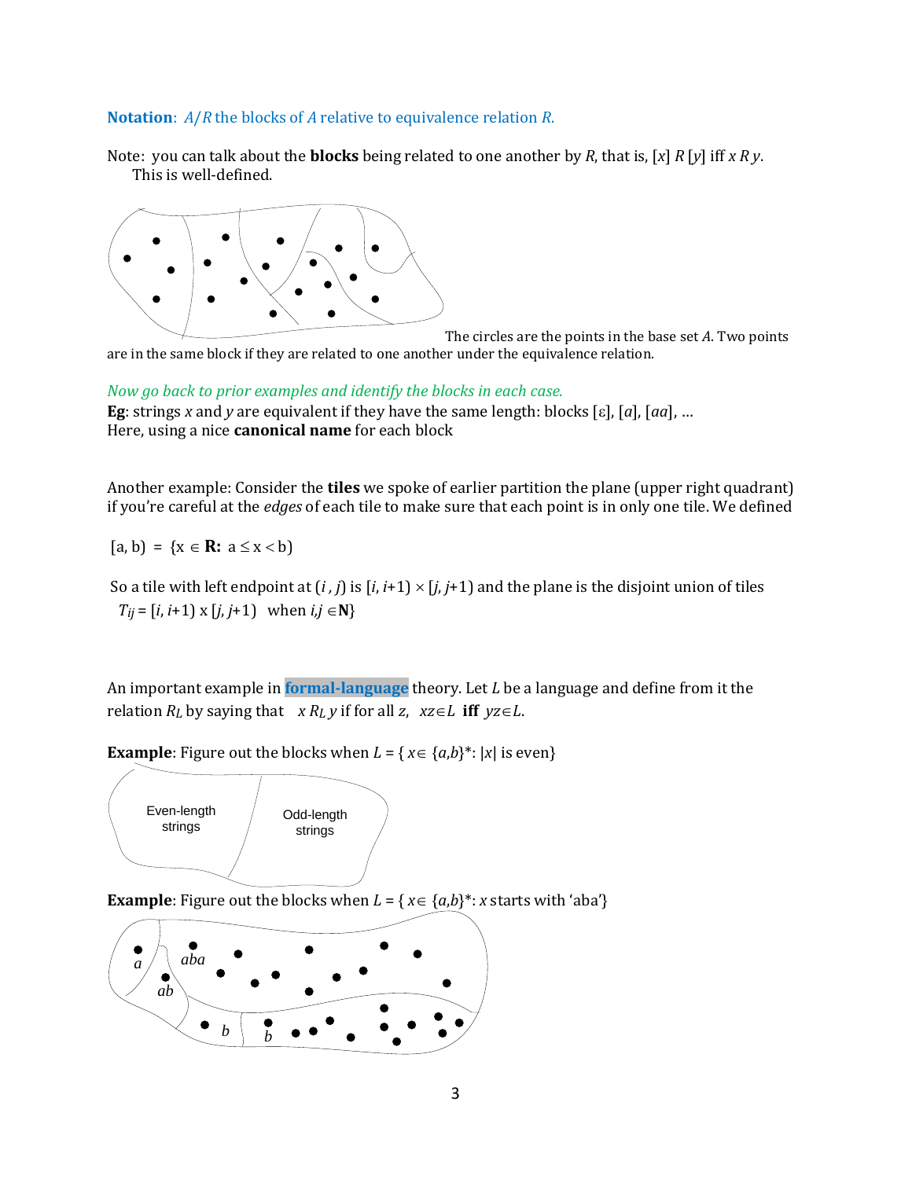**Notation**: $A/R$ the blocks of $A$ relative to equivalence relation $R$.

Note: you can talk about the **blocks** being related to one another by $R$, that is, $[x]\ R\ [y]$ iff $x\ R\ y$. This is well-defined.

The circles are the points in the base set $A$. Two points are in the same block if they are related to one another under the equivalence relation.

*Now go back to prior examples and identify the blocks in each case.*

**Eg**: strings $x$ and $y$ are equivalent if they have the same length: blocks $[\varepsilon]$, $[a]$, $[aa]$, …
Here, using a nice **canonical name** for each block

Another example: Consider the **tiles** we spoke of earlier partition the plane (upper right quadrant) if you're careful at the *edges* of each tile to make sure that each point is in only one tile. We defined

$[a, b) = \{x \in \mathbf{R}:\ a \le x < b\}$

So a tile with left endpoint at $(i, j)$ is $[i, i{+}1) \times [j, j{+}1)$ and the plane is the disjoint union of tiles $T_{ij} = [i, i{+}1) \times [j, j{+}1)$ when $i,j \in \mathbf{N}\}$

An important example in **formal-language** theory. Let $L$ be a language and define from it the relation $R_L$ by saying that $x\ R_L\ y$ if for all $z$, $xz \in L$ **iff** $yz \in L$.

**Example**: Figure out the blocks when $L = \{ x \in \{a,b\}^*: |x| \text{ is even}\}$

Even-length strings | Odd-length strings

**Example**: Figure out the blocks when $L = \{ x \in \{a,b\}^*: x \text{ starts with 'aba'}\}$

*a*, *ab*, *aba*, *b*, *b*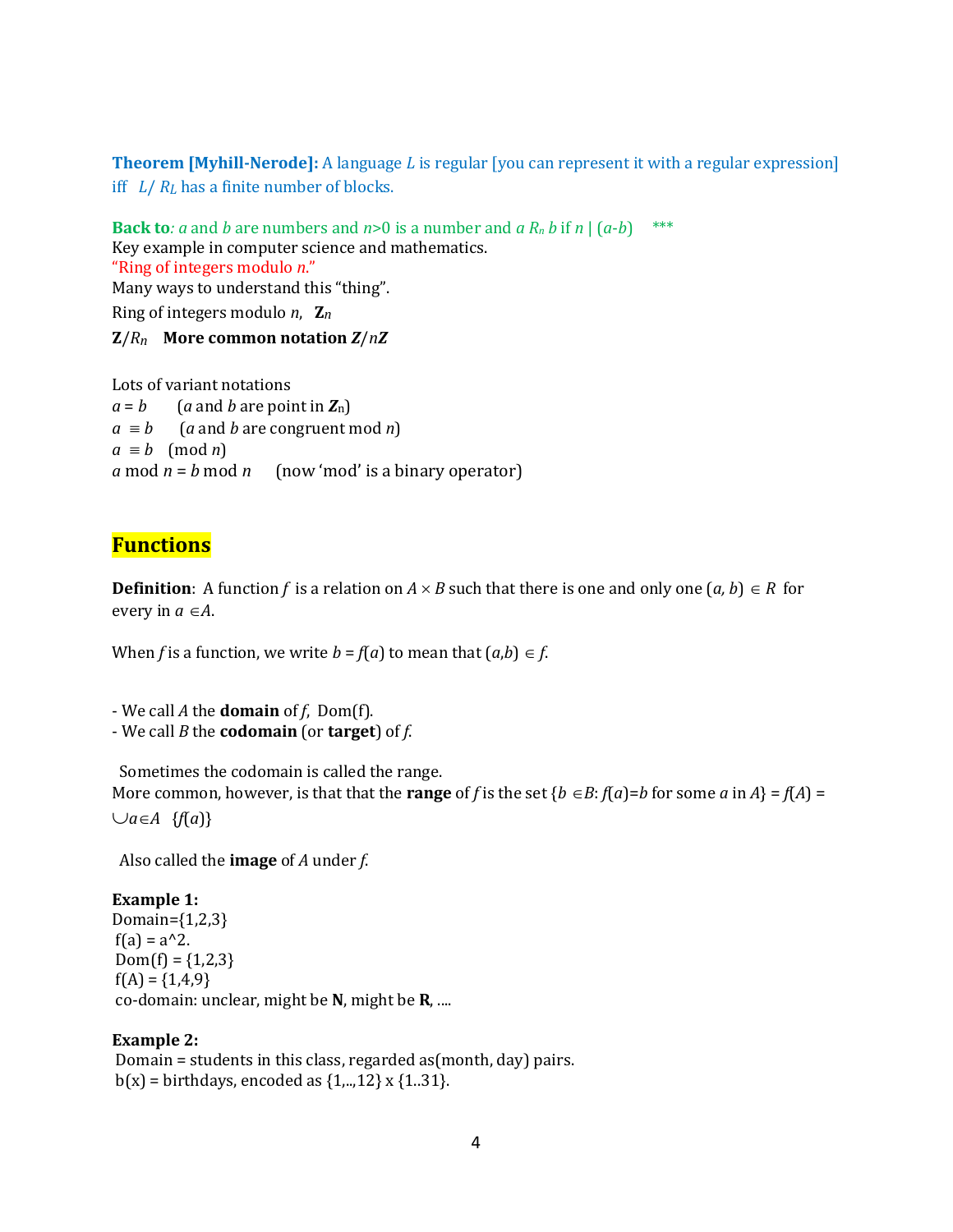**Theorem [Myhill-Nerode]:** A language $L$ is regular [you can represent it with a regular expression] iff $L/R_L$ has a finite number of blocks.

**Back to***:* $a$ and $b$ are numbers and $n>0$ is a number and $a\ R_n\ b$ if $n \mid (a-b)$ ***

Key example in computer science and mathematics.

"Ring of integers modulo $n$."

Many ways to understand this "thing".

Ring of integers modulo $n$, $\mathbf{Z}_n$

$\mathbf{Z}/R_n$ **More common notation** $\boldsymbol{Z}/n\boldsymbol{Z}$

Lots of variant notations

$a = b$ ($a$ and $b$ are point in $\mathbf{Z}_n$)

$a \equiv b$ ($a$ and $b$ are congruent mod $n$)

$a \equiv b \pmod{n}$

$a \bmod n = b \bmod n$ (now 'mod' is a binary operator)

## Functions

**Definition**: A function $f$ is a relation on $A \times B$ such that there is one and only one $(a, b) \in R$ for every in $a \in A$.

When $f$ is a function, we write $b = f(a)$ to mean that $(a,b) \in f$.

- We call $A$ the **domain** of $f$, Dom(f).
- We call $B$ the **codomain** (or **target**) of $f$.

Sometimes the codomain is called the range.

More common, however, is that that the **range** of $f$ is the set $\{b \in B: f(a)=b$ for some $a$ in $A\} = f(A) = \bigcup_{a\in A} \{f(a)\}$

Also called the **image** of $A$ under $f$.

**Example 1:**

Domain={1,2,3}

f(a) = a^2.

Dom(f) = {1,2,3}

f(A) = {1,4,9}

co-domain: unclear, might be **N**, might be **R**, ....

**Example 2:**

Domain = students in this class, regarded as(month, day) pairs.

b(x) = birthdays, encoded as {1,..,12} x {1..31}.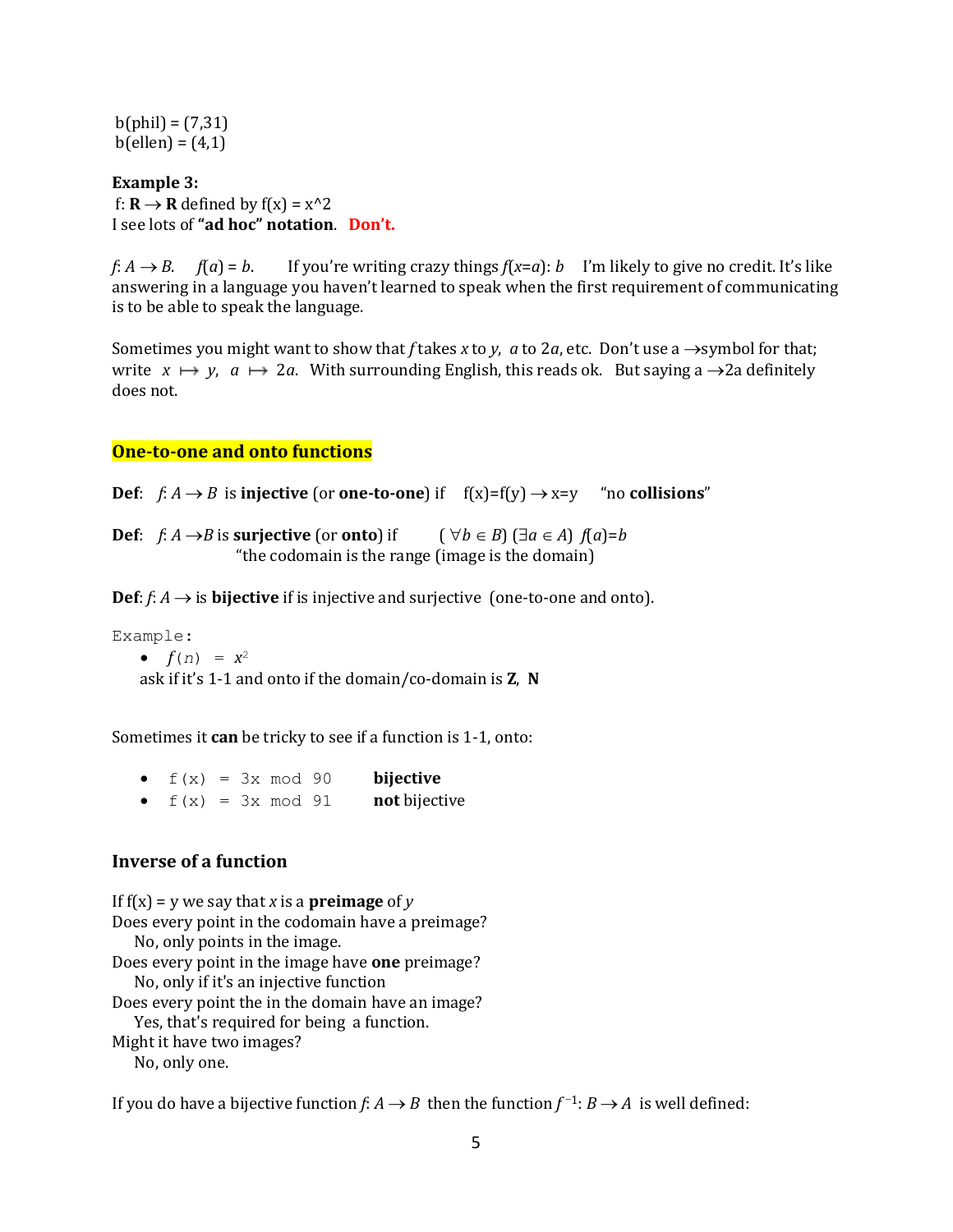b(phil) = (7,31)
b(ellen) = (4,1)

**Example 3:**
f: $\mathbf{R} \to \mathbf{R}$ defined by f(x) = x^2
I see lots of **"ad hoc" notation**. **Don't.**

$f: A \to B$. $f(a) = b$. If you're writing crazy things $f(x{=}a)$: $b$ I'm likely to give no credit. It's like answering in a language you haven't learned to speak when the first requirement of communicating is to be able to speak the language.

Sometimes you might want to show that $f$ takes $x$ to $y$, $a$ to $2a$, etc. Don't use a $\to$symbol for that; write $x \mapsto y$, $a \mapsto 2a$. With surrounding English, this reads ok. But saying a $\to$2a definitely does not.

## One-to-one and onto functions

**Def**: $f: A \to B$ is **injective** (or **one-to-one**) if f(x)=f(y) $\to$ x=y "no **collisions**"

**Def**: $f: A \to B$ is **surjective** (or **onto**) if $(\forall b \in B)\ (\exists a \in A)\ f(a)=b$
"the codomain is the range (image is the domain)

**Def**: $f: A \to$ is **bijective** if is injective and surjective (one-to-one and onto).

Example:

- $f(n) = x^2$

  ask if it's 1-1 and onto if the domain/co-domain is **Z**, **N**

Sometimes it **can** be tricky to see if a function is 1-1, onto:

- `f(x) = 3x mod 90` **bijective**
- `f(x) = 3x mod 91` **not** bijective

### Inverse of a function

If f(x) = y we say that $x$ is a **preimage** of $y$
Does every point in the codomain have a preimage?
No, only points in the image.
Does every point in the image have **one** preimage?
No, only if it's an injective function
Does every point the in the domain have an image?
Yes, that's required for being a function.
Might it have two images?
No, only one.

If you do have a bijective function $f: A \to B$ then the function $f^{-1}: B \to A$ is well defined: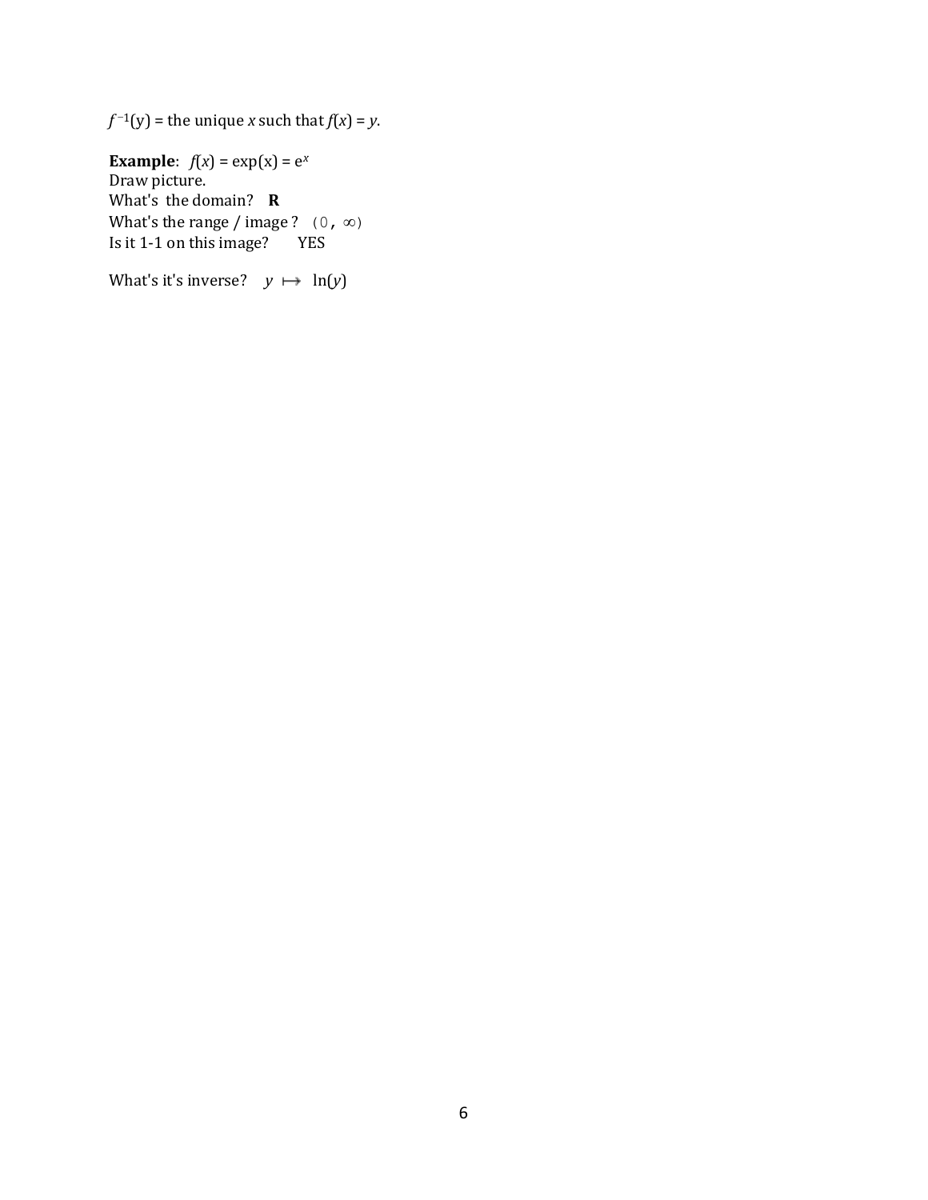$f^{-1}(y)$ = the unique $x$ such that $f(x) = y$.

**Example**: $f(x) = \exp(x) = e^x$
Draw picture.
What's the domain? **R**
What's the range / image ? $(0, \infty)$
Is it 1-1 on this image? YES

What's it's inverse? $y \mapsto \ln(y)$